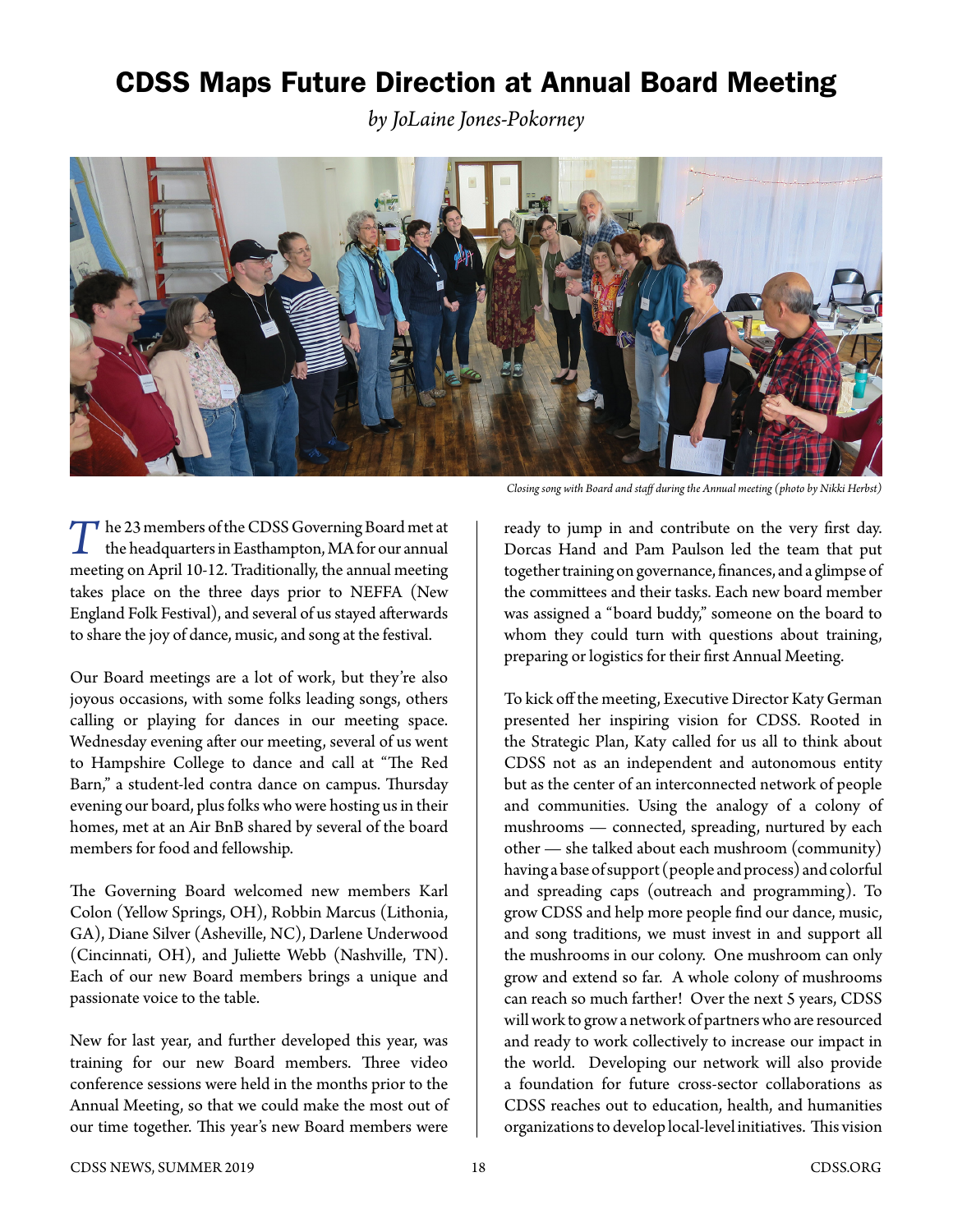# CDSS Maps Future Direction at Annual Board Meeting

*by JoLaine Jones-Pokorney*

*Closing song with Board and staff during the Annual meeting (photo by Nikki Herbst)*

The 23 members of the CDSS Governing Board met at the headquarters in Easthampton, MA for our annual meeting on April 10-12. Traditionally, the annual meeting takes place on the three days prior to NEFFA (New England Folk Festival), and several of us stayed afterwards to share the joy of dance, music, and song at the festival.

Our Board meetings are a lot of work, but they're also joyous occasions, with some folks leading songs, others calling or playing for dances in our meeting space. Wednesday evening after our meeting, several of us went to Hampshire College to dance and call at "The Red Barn," a student-led contra dance on campus. Thursday evening our board, plus folks who were hosting us in their homes, met at an Air BnB shared by several of the board members for food and fellowship.

The Governing Board welcomed new members Karl Colon (Yellow Springs, OH), Robbin Marcus (Lithonia, GA), Diane Silver (Asheville, NC), Darlene Underwood (Cincinnati, OH), and Juliette Webb (Nashville, TN). Each of our new Board members brings a unique and passionate voice to the table.

New for last year, and further developed this year, was training for our new Board members. Three video conference sessions were held in the months prior to the Annual Meeting, so that we could make the most out of our time together. This year's new Board members were ready to jump in and contribute on the very first day. Dorcas Hand and Pam Paulson led the team that put together training on governance, finances, and a glimpse of the committees and their tasks. Each new board member was assigned a "board buddy," someone on the board to whom they could turn with questions about training, preparing or logistics for their first Annual Meeting.

To kick off the meeting, Executive Director Katy German presented her inspiring vision for CDSS. Rooted in the Strategic Plan, Katy called for us all to think about CDSS not as an independent and autonomous entity but as the center of an interconnected network of people and communities. Using the analogy of a colony of mushrooms — connected, spreading, nurtured by each other — she talked about each mushroom (community) having a base of support (people and process) and colorful and spreading caps (outreach and programming). To grow CDSS and help more people find our dance, music, and song traditions, we must invest in and support all the mushrooms in our colony. One mushroom can only grow and extend so far. A whole colony of mushrooms can reach so much farther! Over the next 5 years, CDSS will work to grow a network of partners who are resourced and ready to work collectively to increase our impact in the world. Developing our network will also provide a foundation for future cross-sector collaborations as CDSS reaches out to education, health, and humanities organizations to develop local-level initiatives. This vision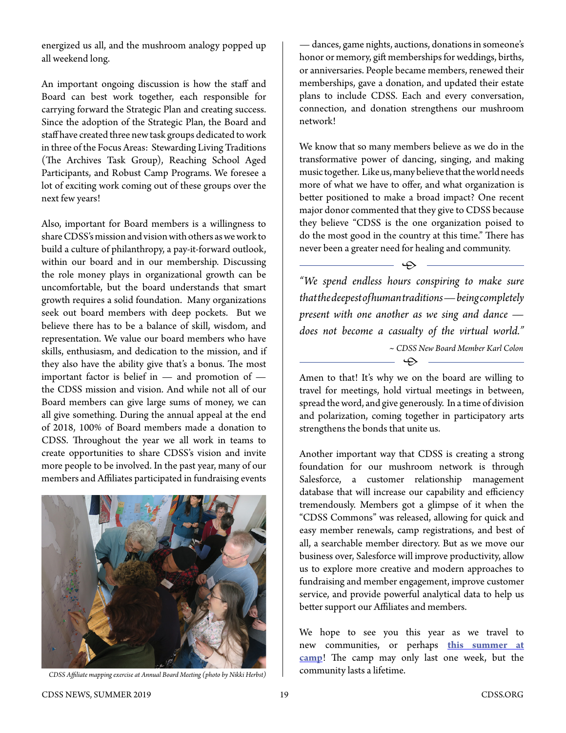energized us all, and the mushroom analogy popped up all weekend long.

An important ongoing discussion is how the staff and Board can best work together, each responsible for carrying forward the Strategic Plan and creating success. Since the adoption of the Strategic Plan, the Board and staff have created three new task groups dedicated to work in three of the Focus Areas: Stewarding Living Traditions (The Archives Task Group), Reaching School Aged Participants, and Robust Camp Programs. We foresee a lot of exciting work coming out of these groups over the next few years!

Also, important for Board members is a willingness to share CDSS's mission and vision with others as we work to build a culture of philanthropy, a pay-it-forward outlook, within our board and in our membership. Discussing the role money plays in organizational growth can be uncomfortable, but the board understands that smart growth requires a solid foundation. Many organizations seek out board members with deep pockets. But we believe there has to be a balance of skill, wisdom, and representation. We value our board members who have skills, enthusiasm, and dedication to the mission, and if they also have the ability give that's a bonus. The most important factor is belief in — and promotion of — the CDSS mission and vision. And while not all of our Board members can give large sums of money, we can all give something. During the annual appeal at the end of 2018, 100% of Board members made a donation to CDSS. Throughout the year we all work in teams to create opportunities to share CDSS's vision and invite more people to be involved. In the past year, many of our members and Affiliates participated in fundraising events — dances, game nights, auctions, donations in someone's honor or memory, gift memberships for weddings, births, or anniversaries. People became members, renewed their memberships, gave a donation, and updated their estate plans to include CDSS. Each and every conversation, connection, and donation strengthens our mushroom network!

*CDSS Affiliate mapping exercise at Annual Board Meeting (photo by Nikki Herbst)*

We know that so many members believe as we do in the transformative power of dancing, singing, and making music together. Like us, many believe that the world needs more of what we have to offer, and what organization is better positioned to make a broad impact? One recent major donor commented that they give to CDSS because they believe "CDSS is the one organization poised to do the most good in the country at this time." There has never been a greater need for healing and community.

---

*"We spend endless hours conspiring to make sure that the deepest of human traditions — being completely present with one another as we sing and dance — does not become a casualty of the virtual world."*

*~ CDSS New Board Member Karl Colon*

---

Amen to that! It's why we on the board are willing to travel for meetings, hold virtual meetings in between, spread the word, and give generously. In a time of division and polarization, coming together in participatory arts strengthens the bonds that unite us.

Another important way that CDSS is creating a strong foundation for our mushroom network is through Salesforce, a customer relationship management database that will increase our capability and efficiency tremendously. Members got a glimpse of it when the "CDSS Commons" was released, allowing for quick and easy member renewals, camp registrations, and best of all, a searchable member directory. But as we move our business over, Salesforce will improve productivity, allow us to explore more creative and modern approaches to fundraising and member engagement, improve customer service, and provide powerful analytical data to help us better support our Affiliates and members.

We hope to see you this year as we travel to new communities, or perhaps **this summer at camp**! The camp may only last one week, but the community lasts a lifetime.